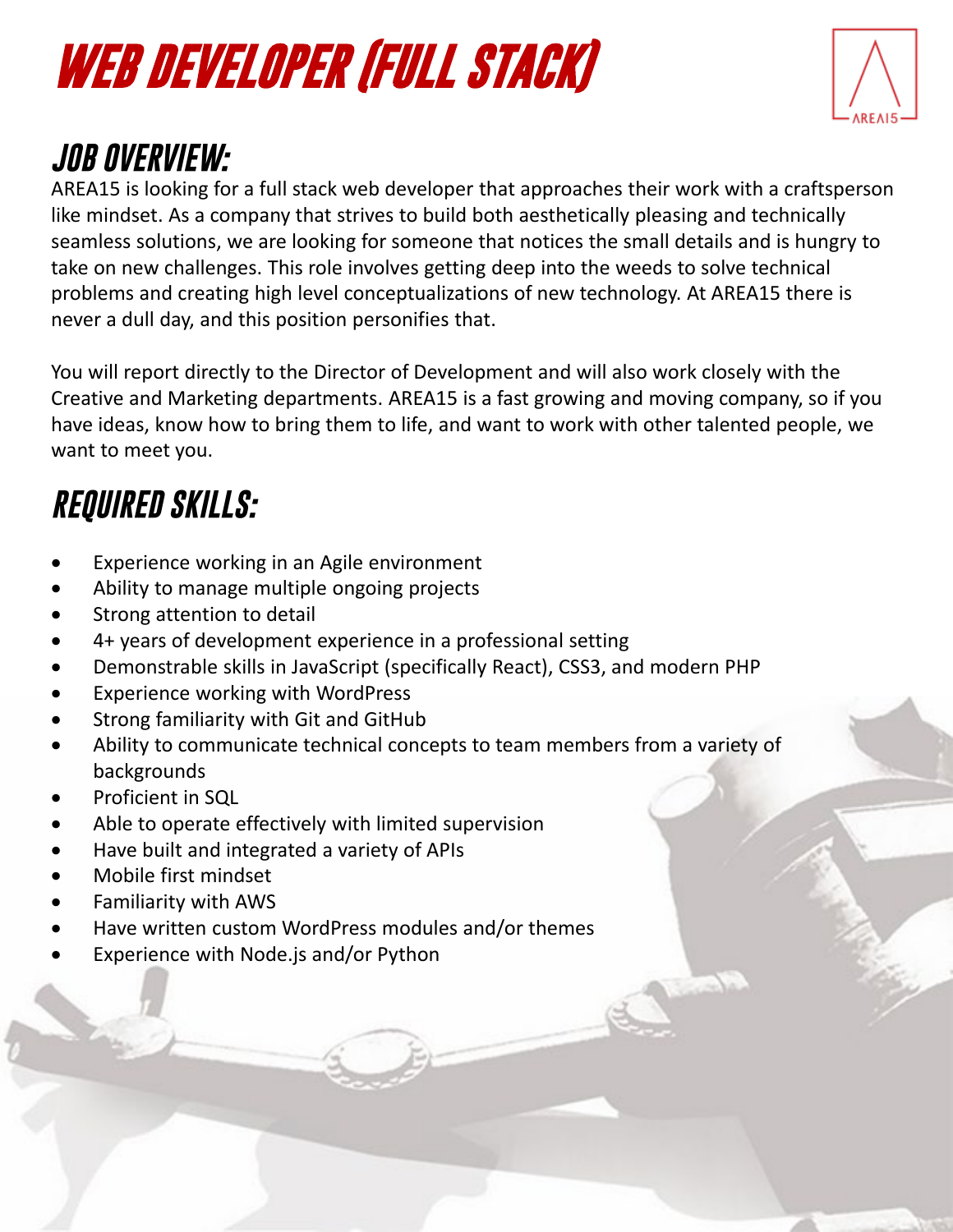# WEB DEVELOPER (FULL STACK)

## JOB OVERVIEW:

AREA15 is looking for a full stack web developer that approaches their work with a craftsperson like mindset. As a company that strives to build both aesthetically pleasing and technically seamless solutions, we are looking for someone that notices the small details and is hungry to take on new challenges. This role involves getting deep into the weeds to solve technical problems and creating high level conceptualizations of new technology. At AREA15 there is never a dull day, and this position personifies that.

You will report directly to the Director of Development and will also work closely with the Creative and Marketing departments. AREA15 is a fast growing and moving company, so if you have ideas, know how to bring them to life, and want to work with other talented people, we want to meet you.

## REQUIRED SKILLS:

- Experience working in an Agile environment
- Ability to manage multiple ongoing projects
- Strong attention to detail
- 4+ years of development experience in a professional setting
- Demonstrable skills in JavaScript (specifically React), CSS3, and modern PHP
- Experience working with WordPress
- Strong familiarity with Git and GitHub
- Ability to communicate technical concepts to team members from a variety of backgrounds
- Proficient in SQL
- Able to operate effectively with limited supervision
- Have built and integrated a variety of APIs
- Mobile first mindset
- Familiarity with AWS
- Have written custom WordPress modules and/or themes
- Experience with Node.js and/or Python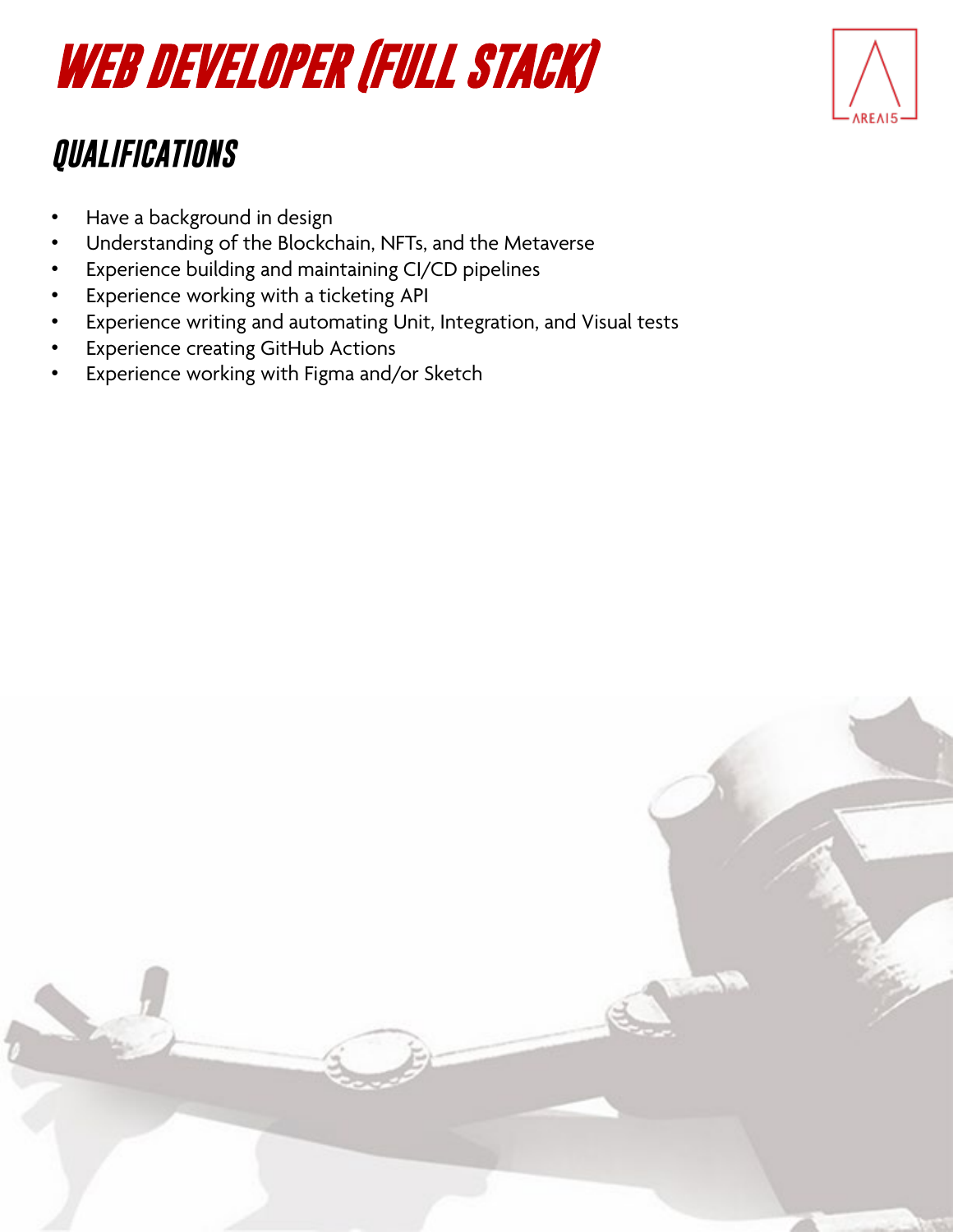# WEB DEVELOPER (FULL STACK)

## QUALIFICATIONS

- Have a background in design
- Understanding of the Blockchain, NFTs, and the Metaverse
- Experience building and maintaining CI/CD pipelines
- Experience working with a ticketing API
- Experience writing and automating Unit, Integration, and Visual tests
- Experience creating GitHub Actions
- Experience working with Figma and/or Sketch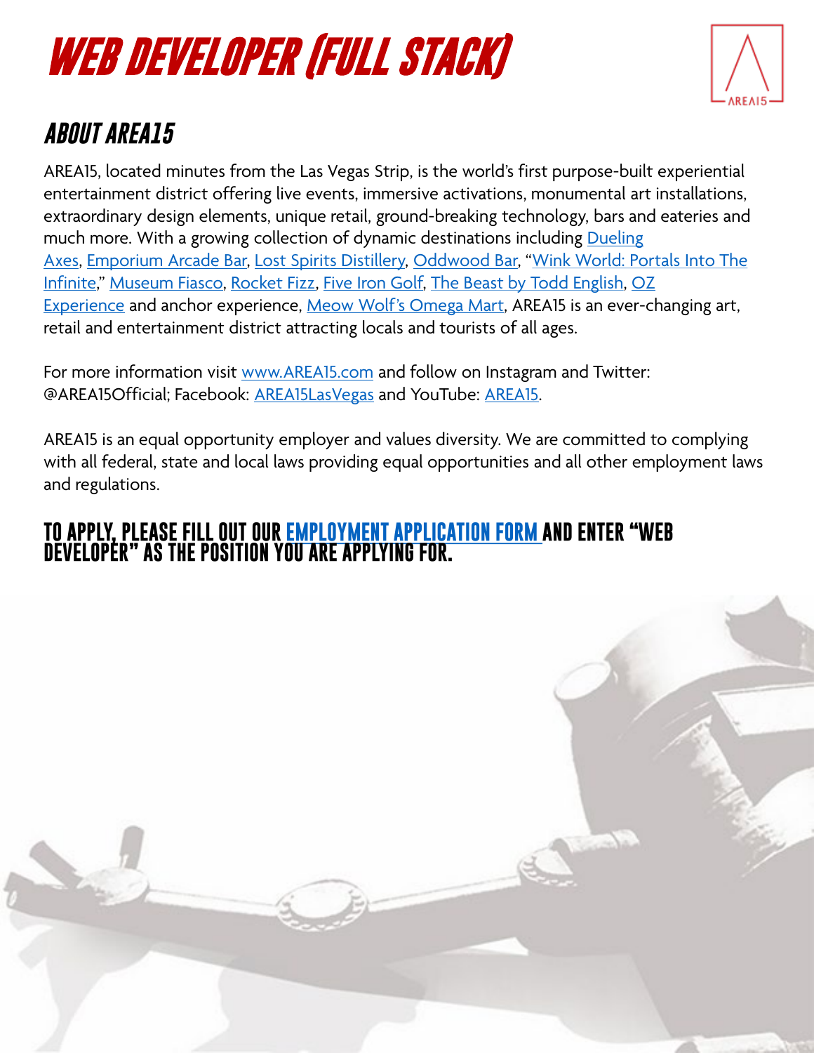# WEB DEVELOPER (FULL STACK)

## ABOUT AREA15

AREA15, located minutes from the Las Vegas Strip, is the world's first purpose-built experiential entertainment district offering live events, immersive activations, monumental art installations, extraordinary design elements, unique retail, ground-breaking technology, bars and eateries and much more. With a growing collection of dynamic destinations including Dueling Axes, Emporium Arcade Bar, Lost Spirits Distillery, Oddwood Bar, "Wink World: Portals Into The Infinite," Museum Fiasco, Rocket Fizz, Five Iron Golf, The Beast by Todd English, OZ Experience and anchor experience, Meow Wolf's Omega Mart, AREA15 is an ever-changing art, retail and entertainment district attracting locals and tourists of all ages.

For more information visit www.AREA15.com and follow on Instagram and Twitter: @AREA15Official; Facebook: AREA15LasVegas and YouTube: AREA15.

AREA15 is an equal opportunity employer and values diversity. We are committed to complying with all federal, state and local laws providing equal opportunities and all other employment laws and regulations.

**TO APPLY, PLEASE FILL OUT OUR EMPLOYMENT APPLICATION FORM AND ENTER "WEB DEVELOPER" AS THE POSITION YOU ARE APPLYING FOR.**